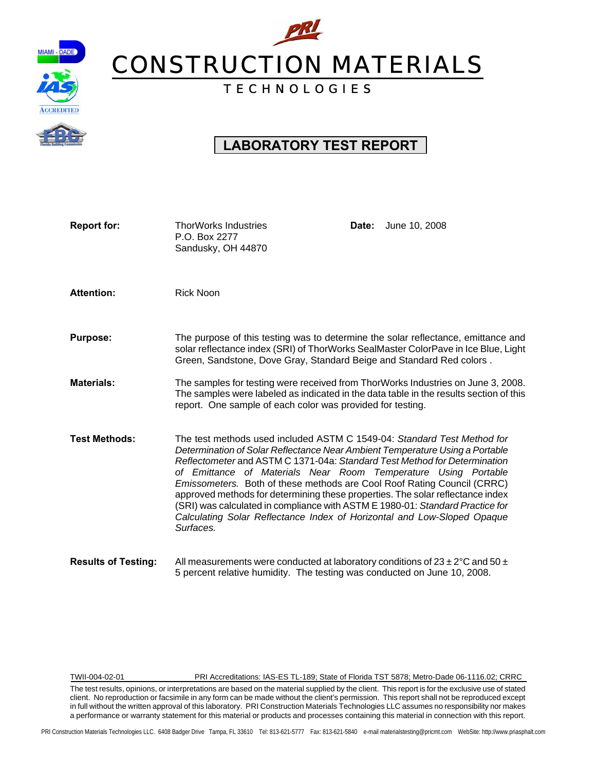# PRI CONSTRUCTION MATERIALS TECHNOLOGIES

## LABORATORY TEST REPORT

**Report for:** ThorWorks Industries
P.O. Box 2277
Sandusky, OH 44870

**Date:** June 10, 2008

**Attention:** Rick Noon

**Purpose:** The purpose of this testing was to determine the solar reflectance, emittance and solar reflectance index (SRI) of ThorWorks SealMaster ColorPave in Ice Blue, Light Green, Sandstone, Dove Gray, Standard Beige and Standard Red colors .

**Materials:** The samples for testing were received from ThorWorks Industries on June 3, 2008. The samples were labeled as indicated in the data table in the results section of this report. One sample of each color was provided for testing.

**Test Methods:** The test methods used included ASTM C 1549-04: *Standard Test Method for Determination of Solar Reflectance Near Ambient Temperature Using a Portable Reflectometer* and ASTM C 1371-04a: *Standard Test Method for Determination of Emittance of Materials Near Room Temperature Using Portable Emissometers.* Both of these methods are Cool Roof Rating Council (CRRC) approved methods for determining these properties. The solar reflectance index (SRI) was calculated in compliance with ASTM E 1980-01: *Standard Practice for Calculating Solar Reflectance Index of Horizontal and Low-Sloped Opaque Surfaces.*

**Results of Testing:** All measurements were conducted at laboratory conditions of 23 ± 2°C and 50 ± 5 percent relative humidity. The testing was conducted on June 10, 2008.

TWII-004-02-01 PRI Accreditations: IAS-ES TL-189; State of Florida TST 5878; Metro-Dade 06-1116.02; CRRC

The test results, opinions, or interpretations are based on the material supplied by the client. This report is for the exclusive use of stated client. No reproduction or facsimile in any form can be made without the client's permission. This report shall not be reproduced except in full without the written approval of this laboratory. PRI Construction Materials Technologies LLC assumes no responsibility nor makes a performance or warranty statement for this material or products and processes containing this material in connection with this report.

PRI Construction Materials Technologies LLC. 6408 Badger Drive Tampa, FL 33610 Tel: 813-621-5777 Fax: 813-621-5840 e-mail materialstesting@pricmt.com WebSite: http://www.priasphalt.com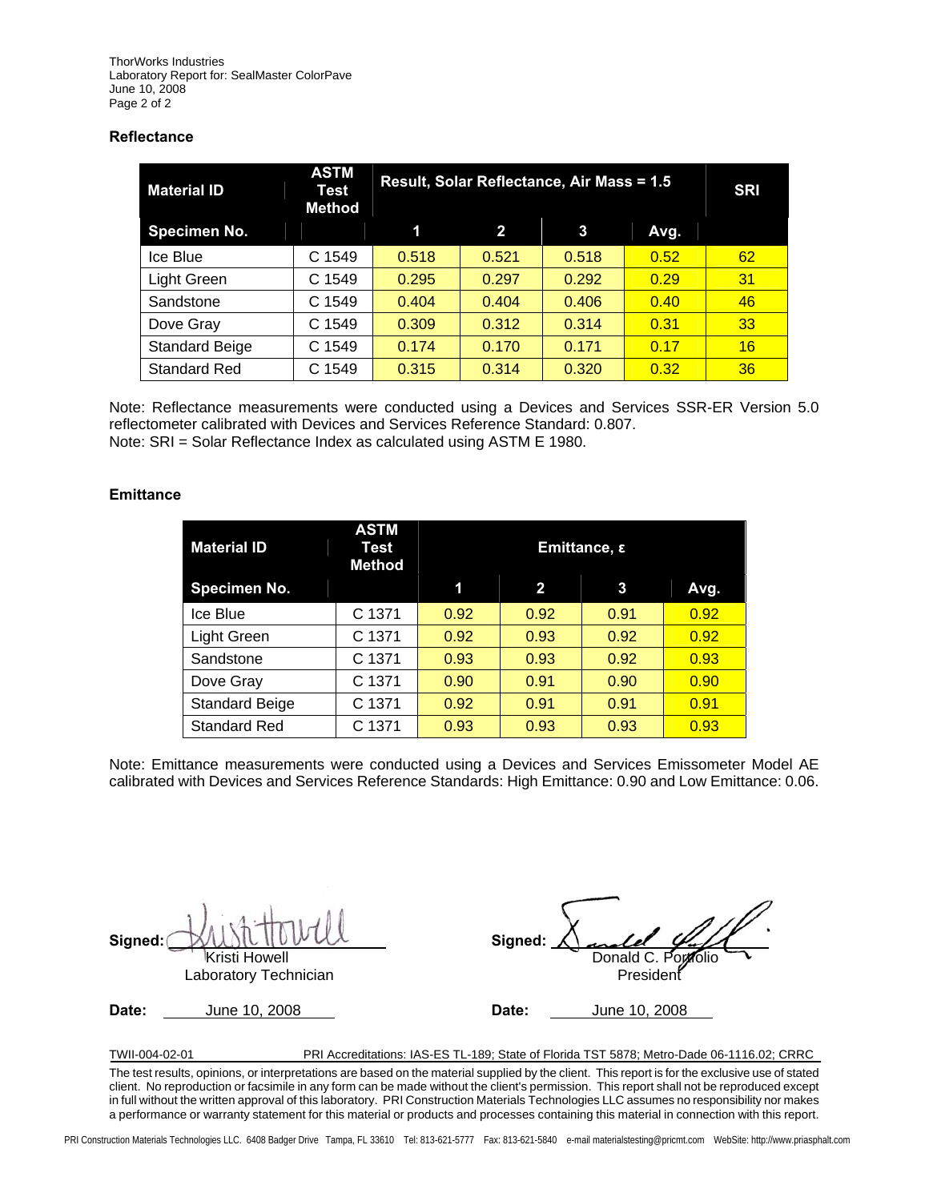ThorWorks Industries
Laboratory Report for: SealMaster ColorPave
June 10, 2008

### Reflectance

| Material ID | ASTM Test Method | Result, Solar Reflectance, Air Mass = 1.5 | | | | SRI |
|---|---|---|---|---|---|---|
| Specimen No. | | 1 | 2 | 3 | Avg. | |
| Ice Blue | C 1549 | 0.518 | 0.521 | 0.518 | 0.52 | 62 |
| Light Green | C 1549 | 0.295 | 0.297 | 0.292 | 0.29 | 31 |
| Sandstone | C 1549 | 0.404 | 0.404 | 0.406 | 0.40 | 46 |
| Dove Gray | C 1549 | 0.309 | 0.312 | 0.314 | 0.31 | 33 |
| Standard Beige | C 1549 | 0.174 | 0.170 | 0.171 | 0.17 | 16 |
| Standard Red | C 1549 | 0.315 | 0.314 | 0.320 | 0.32 | 36 |

Note: Reflectance measurements were conducted using a Devices and Services SSR-ER Version 5.0 reflectometer calibrated with Devices and Services Reference Standard: 0.807.
Note: SRI = Solar Reflectance Index as calculated using ASTM E 1980.

### Emittance

| Material ID | ASTM Test Method | Emittance, ε | | | |
|---|---|---|---|---|---|
| Specimen No. | | 1 | 2 | 3 | Avg. |
| Ice Blue | C 1371 | 0.92 | 0.92 | 0.91 | 0.92 |
| Light Green | C 1371 | 0.92 | 0.93 | 0.92 | 0.92 |
| Sandstone | C 1371 | 0.93 | 0.93 | 0.92 | 0.93 |
| Dove Gray | C 1371 | 0.90 | 0.91 | 0.90 | 0.90 |
| Standard Beige | C 1371 | 0.92 | 0.91 | 0.91 | 0.91 |
| Standard Red | C 1371 | 0.93 | 0.93 | 0.93 | 0.93 |

Note: Emittance measurements were conducted using a Devices and Services Emissometer Model AE calibrated with Devices and Services Reference Standards: High Emittance: 0.90 and Low Emittance: 0.06.

**Signed:** Kristi Howell
Laboratory Technician

**Date:** June 10, 2008

**Signed:** Donald C. Portfolio
President

**Date:** June 10, 2008

TWII-004-02-01 PRI Accreditations: IAS-ES TL-189; State of Florida TST 5878; Metro-Dade 06-1116.02; CRRC

The test results, opinions, or interpretations are based on the material supplied by the client. This report is for the exclusive use of stated client. No reproduction or facsimile in any form can be made without the client's permission. This report shall not be reproduced except in full without the written approval of this laboratory. PRI Construction Materials Technologies LLC assumes no responsibility nor makes a performance or warranty statement for this material or products and processes containing this material in connection with this report.

PRI Construction Materials Technologies LLC. 6408 Badger Drive Tampa, FL 33610 Tel: 813-621-5777 Fax: 813-621-5840 e-mail materialstesting@pricmt.com WebSite: http://www.priasphalt.com